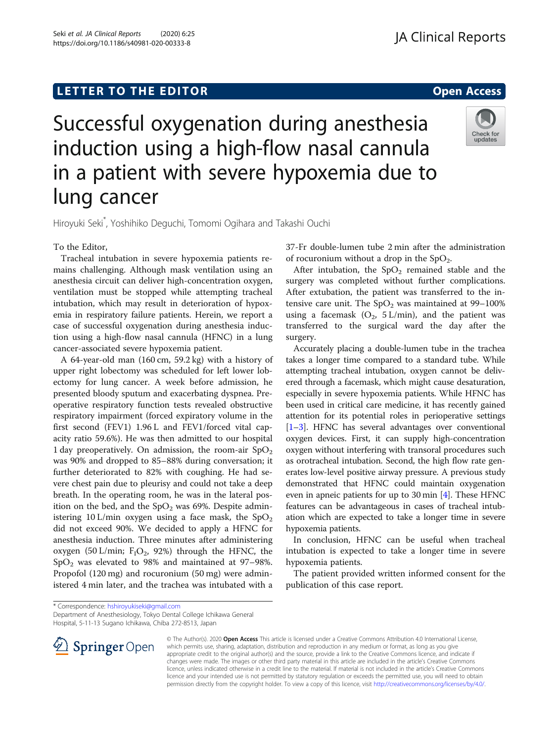LETTER TO THE EDITOR

Open Access

# Successful oxygenation during anesthesia induction using a high-flow nasal cannula in a patient with severe hypoxemia due to lung cancer

Hiroyuki Seki*, Yoshihiko Deguchi, Tomomi Ogihara and Takashi Ouchi

To the Editor,

Tracheal intubation in severe hypoxemia patients remains challenging. Although mask ventilation using an anesthesia circuit can deliver high-concentration oxygen, ventilation must be stopped while attempting tracheal intubation, which may result in deterioration of hypoxemia in respiratory failure patients. Herein, we report a case of successful oxygenation during anesthesia induction using a high-flow nasal cannula (HFNC) in a lung cancer-associated severe hypoxemia patient.

A 64-year-old man (160 cm, 59.2 kg) with a history of upper right lobectomy was scheduled for left lower lobectomy for lung cancer. A week before admission, he presented bloody sputum and exacerbating dyspnea. Preoperative respiratory function tests revealed obstructive respiratory impairment (forced expiratory volume in the first second (FEV1) 1.96 L and FEV1/forced vital capacity ratio 59.6%). He was then admitted to our hospital 1 day preoperatively. On admission, the room-air $SpO_2$ was 90% and dropped to 85–88% during conversation; it further deteriorated to 82% with coughing. He had severe chest pain due to pleurisy and could not take a deep breath. In the operating room, he was in the lateral position on the bed, and the $SpO_2$ was 69%. Despite administering 10 L/min oxygen using a face mask, the $SpO_2$ did not exceed 90%. We decided to apply a HFNC for anesthesia induction. Three minutes after administering oxygen (50 L/min; $F_IO_2$, 92%) through the HFNC, the $SpO_2$ was elevated to 98% and maintained at 97–98%. Propofol (120 mg) and rocuronium (50 mg) were administered 4 min later, and the trachea was intubated with a 37-Fr double-lumen tube 2 min after the administration of rocuronium without a drop in the $SpO_2$.

After intubation, the $SpO_2$ remained stable and the surgery was completed without further complications. After extubation, the patient was transferred to the intensive care unit. The $SpO_2$ was maintained at 99–100% using a facemask ($O_2$, 5 L/min), and the patient was transferred to the surgical ward the day after the surgery.

Accurately placing a double-lumen tube in the trachea takes a longer time compared to a standard tube. While attempting tracheal intubation, oxygen cannot be delivered through a facemask, which might cause desaturation, especially in severe hypoxemia patients. While HFNC has been used in critical care medicine, it has recently gained attention for its potential roles in perioperative settings [1–3]. HFNC has several advantages over conventional oxygen devices. First, it can supply high-concentration oxygen without interfering with transoral procedures such as orotracheal intubation. Second, the high flow rate generates low-level positive airway pressure. A previous study demonstrated that HFNC could maintain oxygenation even in apneic patients for up to 30 min [4]. These HFNC features can be advantageous in cases of tracheal intubation which are expected to take a longer time in severe hypoxemia patients.

In conclusion, HFNC can be useful when tracheal intubation is expected to take a longer time in severe hypoxemia patients.

The patient provided written informed consent for the publication of this case report.

* Correspondence: hshiroyukiseki@gmail.com
Department of Anesthesiology, Tokyo Dental College Ichikawa General Hospital, 5-11-13 Sugano Ichikawa, Chiba 272-8513, Japan

© The Author(s). 2020 **Open Access** This article is licensed under a Creative Commons Attribution 4.0 International License, which permits use, sharing, adaptation, distribution and reproduction in any medium or format, as long as you give appropriate credit to the original author(s) and the source, provide a link to the Creative Commons licence, and indicate if changes were made. The images or other third party material in this article are included in the article's Creative Commons licence, unless indicated otherwise in a credit line to the material. If material is not included in the article's Creative Commons licence and your intended use is not permitted by statutory regulation or exceeds the permitted use, you will need to obtain permission directly from the copyright holder. To view a copy of this licence, visit http://creativecommons.org/licenses/by/4.0/.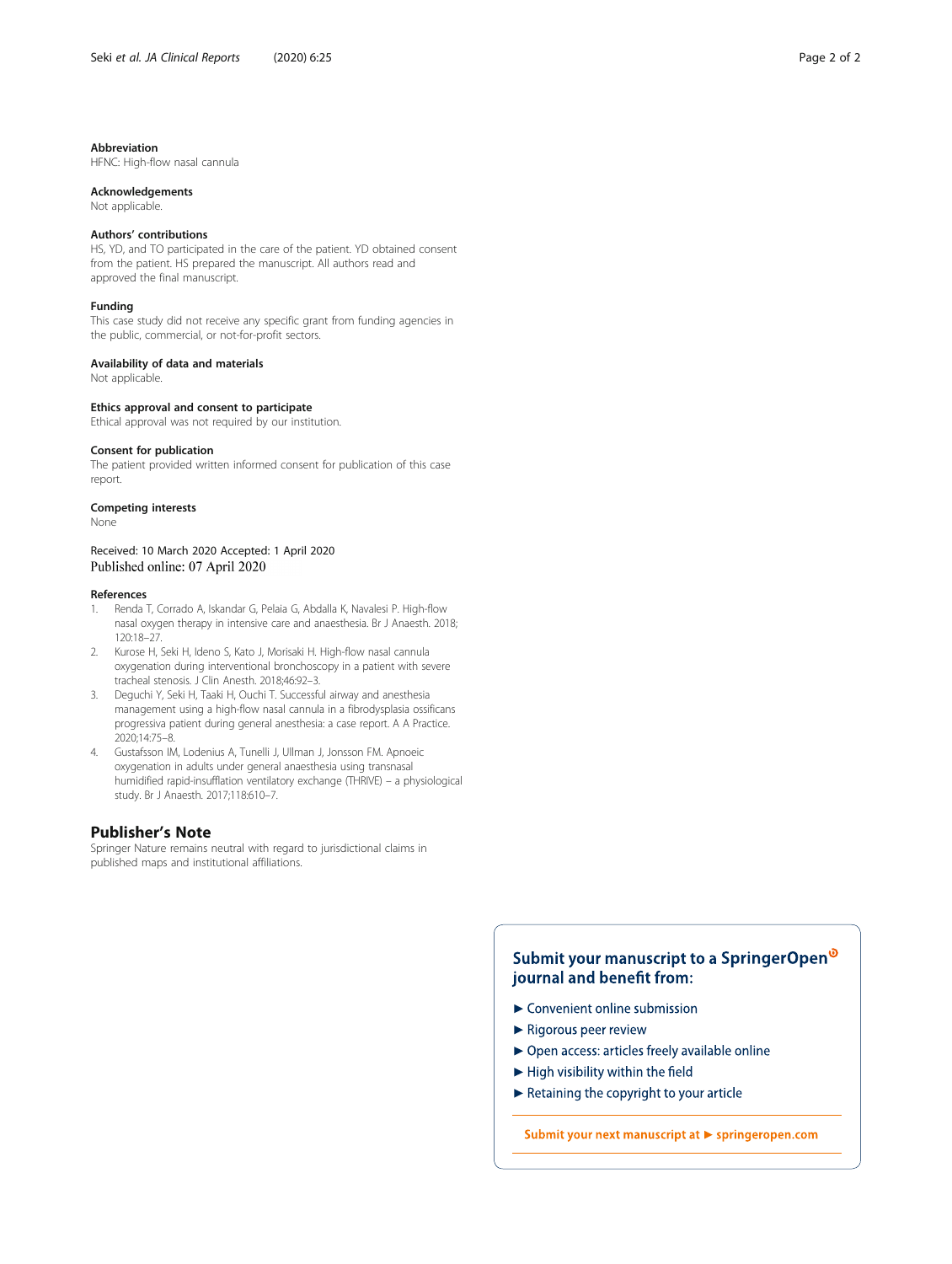### Abbreviation
HFNC: High-flow nasal cannula

### Acknowledgements
Not applicable.

### Authors' contributions
HS, YD, and TO participated in the care of the patient. YD obtained consent from the patient. HS prepared the manuscript. All authors read and approved the final manuscript.

### Funding
This case study did not receive any specific grant from funding agencies in the public, commercial, or not-for-profit sectors.

### Availability of data and materials
Not applicable.

### Ethics approval and consent to participate
Ethical approval was not required by our institution.

### Consent for publication
The patient provided written informed consent for publication of this case report.

### Competing interests
None

Received: 10 March 2020 Accepted: 1 April 2020
Published online: 07 April 2020

### References
1. Renda T, Corrado A, Iskandar G, Pelaia G, Abdalla K, Navalesi P. High-flow nasal oxygen therapy in intensive care and anaesthesia. Br J Anaesth. 2018; 120:18–27.
2. Kurose H, Seki H, Ideno S, Kato J, Morisaki H. High-flow nasal cannula oxygenation during interventional bronchoscopy in a patient with severe tracheal stenosis. J Clin Anesth. 2018;46:92–3.
3. Deguchi Y, Seki H, Taaki H, Ouchi T. Successful airway and anesthesia management using a high-flow nasal cannula in a fibrodysplasia ossificans progressiva patient during general anesthesia: a case report. A A Practice. 2020;14:75–8.
4. Gustafsson IM, Lodenius A, Tunelli J, Ullman J, Jonsson FM. Apnoeic oxygenation in adults under general anaesthesia using transnasal humidified rapid-insufflation ventilatory exchange (THRIVE) – a physiological study. Br J Anaesth. 2017;118:610–7.

## Publisher's Note
Springer Nature remains neutral with regard to jurisdictional claims in published maps and institutional affiliations.

**Submit your manuscript to a SpringerOpen journal and benefit from:**

- Convenient online submission
- Rigorous peer review
- Open access: articles freely available online
- High visibility within the field
- Retaining the copyright to your article

Submit your next manuscript at ▶ springeropen.com